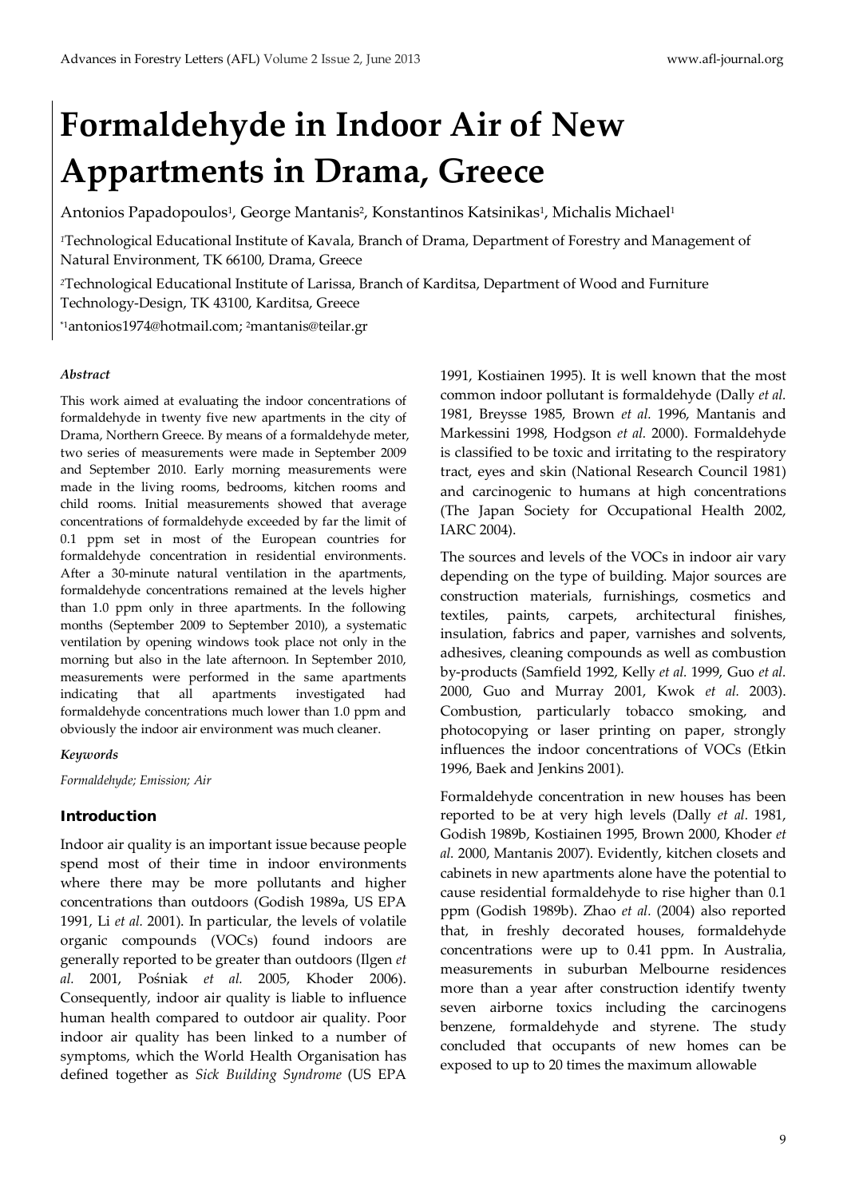# Formaldehyde in Indoor Air of New Appartments in Drama, Greece

Antonios Papadopoulos[1], George Mantanis[2], Konstantinos Katsinikas[1], Michalis Michael[1]

[1]Technological Educational Institute of Kavala, Branch of Drama, Department of Forestry and Management of Natural Environment, TK 66100, Drama, Greece

[2]Technological Educational Institute of Larissa, Branch of Karditsa, Department of Wood and Furniture Technology-Design, TK 43100, Karditsa, Greece

*[1]antonios1974@hotmail.com; [2]mantanis@teilar.gr

### *Abstract*

This work aimed at evaluating the indoor concentrations of formaldehyde in twenty five new apartments in the city of Drama, Northern Greece. By means of a formaldehyde meter, two series of measurements were made in September 2009 and September 2010. Early morning measurements were made in the living rooms, bedrooms, kitchen rooms and child rooms. Initial measurements showed that average concentrations of formaldehyde exceeded by far the limit of 0.1 ppm set in most of the European countries for formaldehyde concentration in residential environments. After a 30-minute natural ventilation in the apartments, formaldehyde concentrations remained at the levels higher than 1.0 ppm only in three apartments. In the following months (September 2009 to September 2010), a systematic ventilation by opening windows took place not only in the morning but also in the late afternoon. In September 2010, measurements were performed in the same apartments indicating that all apartments investigated had formaldehyde concentrations much lower than 1.0 ppm and obviously the indoor air environment was much cleaner.

### *Keywords*

*Formaldehyde; Emission; Air*

## Introduction

Indoor air quality is an important issue because people spend most of their time in indoor environments where there may be more pollutants and higher concentrations than outdoors (Godish 1989a, US EPA 1991, Li *et al.* 2001). In particular, the levels of volatile organic compounds (VOCs) found indoors are generally reported to be greater than outdoors (Ilgen *et al.* 2001, Pośniak *et al.* 2005, Khoder 2006). Consequently, indoor air quality is liable to influence human health compared to outdoor air quality. Poor indoor air quality has been linked to a number of symptoms, which the World Health Organisation has defined together as *Sick Building Syndrome* (US EPA 1991, Kostiainen 1995). It is well known that the most common indoor pollutant is formaldehyde (Dally *et al.* 1981, Breysse 1985, Brown *et al.* 1996, Mantanis and Markessini 1998, Hodgson *et al.* 2000). Formaldehyde is classified to be toxic and irritating to the respiratory tract, eyes and skin (National Research Council 1981) and carcinogenic to humans at high concentrations (The Japan Society for Occupational Health 2002, IARC 2004).

The sources and levels of the VOCs in indoor air vary depending on the type of building. Major sources are construction materials, furnishings, cosmetics and textiles, paints, carpets, architectural finishes, insulation, fabrics and paper, varnishes and solvents, adhesives, cleaning compounds as well as combustion by-products (Samfield 1992, Kelly *et al.* 1999, Guo *et al.* 2000, Guo and Murray 2001, Kwok *et al.* 2003). Combustion, particularly tobacco smoking, and photocopying or laser printing on paper, strongly influences the indoor concentrations of VOCs (Etkin 1996, Baek and Jenkins 2001).

Formaldehyde concentration in new houses has been reported to be at very high levels (Dally *et al.* 1981, Godish 1989b, Kostiainen 1995, Brown 2000, Khoder *et al.* 2000, Mantanis 2007). Evidently, kitchen closets and cabinets in new apartments alone have the potential to cause residential formaldehyde to rise higher than 0.1 ppm (Godish 1989b). Zhao *et al.* (2004) also reported that, in freshly decorated houses, formaldehyde concentrations were up to 0.41 ppm. In Australia, measurements in suburban Melbourne residences more than a year after construction identify twenty seven airborne toxics including the carcinogens benzene, formaldehyde and styrene. The study concluded that occupants of new homes can be exposed to up to 20 times the maximum allowable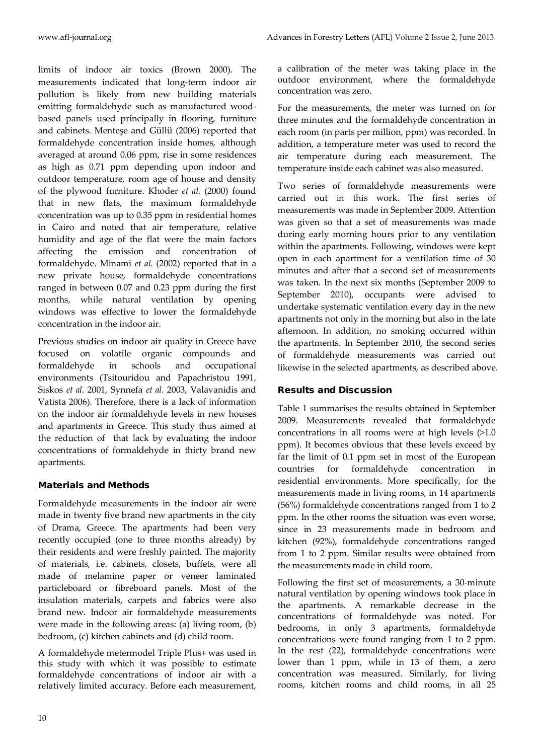limits of indoor air toxics (Brown 2000). The measurements indicated that long-term indoor air pollution is likely from new building materials emitting formaldehyde such as manufactured wood-based panels used principally in flooring, furniture and cabinets. Menteşe and Güllü (2006) reported that formaldehyde concentration inside homes, although averaged at around 0.06 ppm, rise in some residences as high as 0.71 ppm depending upon indoor and outdoor temperature, room age of house and density of the plywood furniture. Khoder *et al.* (2000) found that in new flats, the maximum formaldehyde concentration was up to 0.35 ppm in residential homes in Cairo and noted that air temperature, relative humidity and age of the flat were the main factors affecting the emission and concentration of formaldehyde. Minami *et al.* (2002) reported that in a new private house, formaldehyde concentrations ranged in between 0.07 and 0.23 ppm during the first months, while natural ventilation by opening windows was effective to lower the formaldehyde concentration in the indoor air.

Previous studies on indoor air quality in Greece have focused on volatile organic compounds and formaldehyde in schools and occupational environments (Tsitouridou and Papachristou 1991, Siskos *et al*. 2001, Synnefa *et al*. 2003, Valavanidis and Vatista 2006). Therefore, there is a lack of information on the indoor air formaldehyde levels in new houses and apartments in Greece. This study thus aimed at the reduction of that lack by evaluating the indoor concentrations of formaldehyde in thirty brand new apartments.

## Materials and Methods

Formaldehyde measurements in the indoor air were made in twenty five brand new apartments in the city of Drama, Greece. The apartments had been very recently occupied (one to three months already) by their residents and were freshly painted. The majority of materials, i.e. cabinets, closets, buffets, were all made of melamine paper or veneer laminated particleboard or fibreboard panels. Most of the insulation materials, carpets and fabrics were also brand new. Indoor air formaldehyde measurements were made in the following areas: (a) living room, (b) bedroom, (c) kitchen cabinets and (d) child room.

A formaldehyde metermodel Triple Plus+ was used in this study with which it was possible to estimate formaldehyde concentrations of indoor air with a relatively limited accuracy. Before each measurement, a calibration of the meter was taking place in the outdoor environment, where the formaldehyde concentration was zero.

For the measurements, the meter was turned on for three minutes and the formaldehyde concentration in each room (in parts per million, ppm) was recorded. In addition, a temperature meter was used to record the air temperature during each measurement. The temperature inside each cabinet was also measured.

Two series of formaldehyde measurements were carried out in this work. The first series of measurements was made in September 2009. Attention was given so that a set of measurements was made during early morning hours prior to any ventilation within the apartments. Following, windows were kept open in each apartment for a ventilation time of 30 minutes and after that a second set of measurements was taken. In the next six months (September 2009 to September 2010), occupants were advised to undertake systematic ventilation every day in the new apartments not only in the morning but also in the late afternoon. In addition, no smoking occurred within the apartments. In September 2010, the second series of formaldehyde measurements was carried out likewise in the selected apartments, as described above.

## Results and Discussion

Table 1 summarises the results obtained in September 2009. Measurements revealed that formaldehyde concentrations in all rooms were at high levels (>1.0 ppm). It becomes obvious that these levels exceed by far the limit of 0.1 ppm set in most of the European countries for formaldehyde concentration in residential environments. More specifically, for the measurements made in living rooms, in 14 apartments (56%) formaldehyde concentrations ranged from 1 to 2 ppm. In the other rooms the situation was even worse, since in 23 measurements made in bedroom and kitchen (92%), formaldehyde concentrations ranged from 1 to 2 ppm. Similar results were obtained from the measurements made in child room.

Following the first set of measurements, a 30-minute natural ventilation by opening windows took place in the apartments. A remarkable decrease in the concentrations of formaldehyde was noted. For bedrooms, in only 3 apartments, formaldehyde concentrations were found ranging from 1 to 2 ppm. In the rest (22), formaldehyde concentrations were lower than 1 ppm, while in 13 of them, a zero concentration was measured. Similarly, for living rooms, kitchen rooms and child rooms, in all 25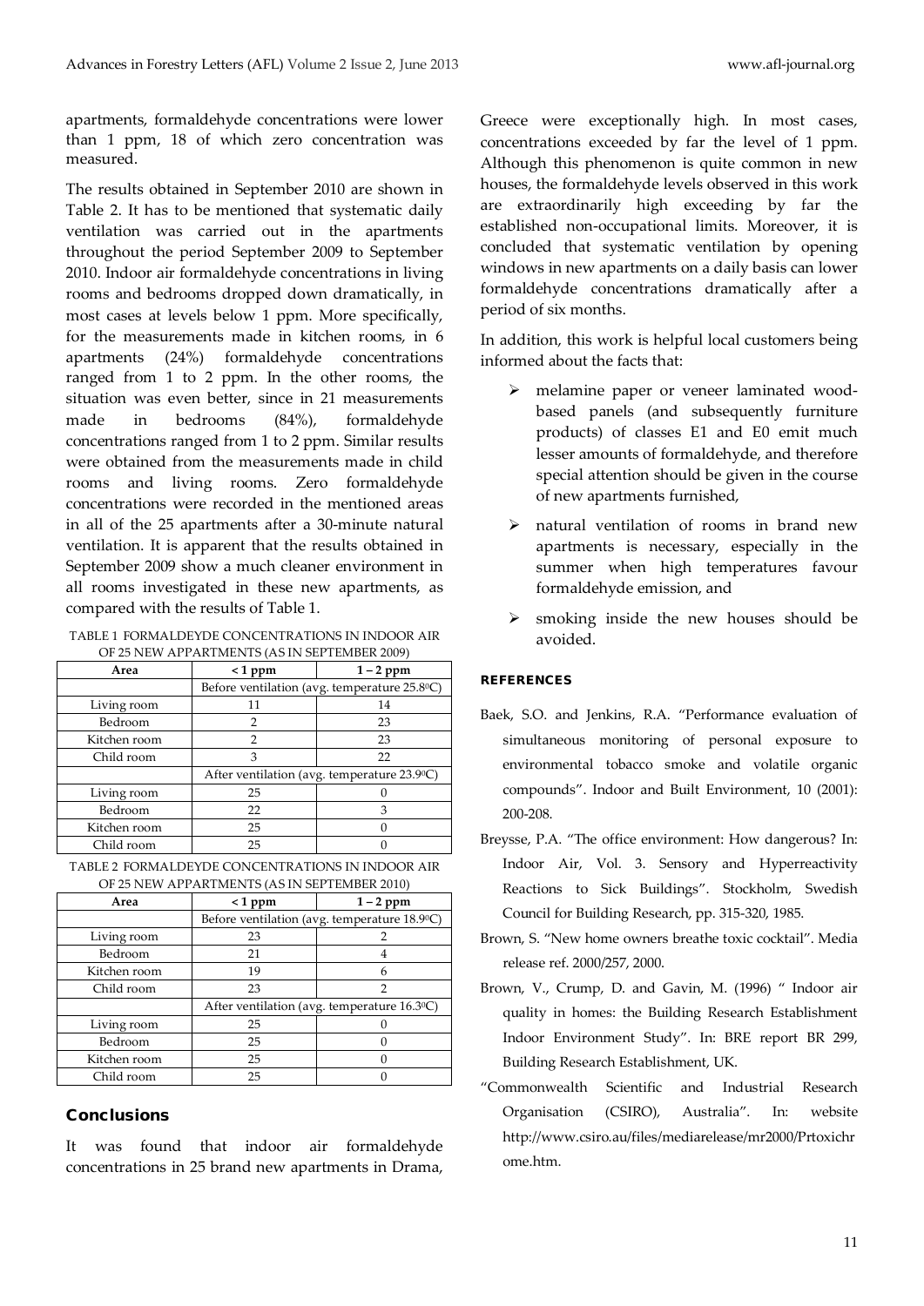apartments, formaldehyde concentrations were lower than 1 ppm, 18 of which zero concentration was measured.

The results obtained in September 2010 are shown in Table 2. It has to be mentioned that systematic daily ventilation was carried out in the apartments throughout the period September 2009 to September 2010. Indoor air formaldehyde concentrations in living rooms and bedrooms dropped down dramatically, in most cases at levels below 1 ppm. More specifically, for the measurements made in kitchen rooms, in 6 apartments (24%) formaldehyde concentrations ranged from 1 to 2 ppm. In the other rooms, the situation was even better, since in 21 measurements made in bedrooms (84%), formaldehyde concentrations ranged from 1 to 2 ppm. Similar results were obtained from the measurements made in child rooms and living rooms. Zero formaldehyde concentrations were recorded in the mentioned areas in all of the 25 apartments after a 30-minute natural ventilation. It is apparent that the results obtained in September 2009 show a much cleaner environment in all rooms investigated in these new apartments, as compared with the results of Table 1.

TABLE 1 FORMALDEYDE CONCENTRATIONS IN INDOOR AIR OF 25 NEW APPARTMENTS (AS IN SEPTEMBER 2009)

| Area | < 1 ppm | 1 – 2 ppm |
|---|---|---|
| | Before ventilation (avg. temperature 25.8°C) | |
| Living room | 11 | 14 |
| Bedroom | 2 | 23 |
| Kitchen room | 2 | 23 |
| Child room | 3 | 22 |
| | After ventilation (avg. temperature 23.9°C) | |
| Living room | 25 | 0 |
| Bedroom | 22 | 3 |
| Kitchen room | 25 | 0 |
| Child room | 25 | 0 |

TABLE 2 FORMALDEYDE CONCENTRATIONS IN INDOOR AIR OF 25 NEW APPARTMENTS (AS IN SEPTEMBER 2010)

| Area | < 1 ppm | 1 – 2 ppm |
|---|---|---|
| | Before ventilation (avg. temperature 18.9°C) | |
| Living room | 23 | 2 |
| Bedroom | 21 | 4 |
| Kitchen room | 19 | 6 |
| Child room | 23 | 2 |
| | After ventilation (avg. temperature 16.3°C) | |
| Living room | 25 | 0 |
| Bedroom | 25 | 0 |
| Kitchen room | 25 | 0 |
| Child room | 25 | 0 |

## Conclusions

It was found that indoor air formaldehyde concentrations in 25 brand new apartments in Drama, Greece were exceptionally high. In most cases, concentrations exceeded by far the level of 1 ppm. Although this phenomenon is quite common in new houses, the formaldehyde levels observed in this work are extraordinarily high exceeding by far the established non-occupational limits. Moreover, it is concluded that systematic ventilation by opening windows in new apartments on a daily basis can lower formaldehyde concentrations dramatically after a period of six months.

In addition, this work is helpful local customers being informed about the facts that:

- melamine paper or veneer laminated wood-based panels (and subsequently furniture products) of classes E1 and E0 emit much lesser amounts of formaldehyde, and therefore special attention should be given in the course of new apartments furnished,
- natural ventilation of rooms in brand new apartments is necessary, especially in the summer when high temperatures favour formaldehyde emission, and
- smoking inside the new houses should be avoided.

## REFERENCES

Baek, S.O. and Jenkins, R.A. "Performance evaluation of simultaneous monitoring of personal exposure to environmental tobacco smoke and volatile organic compounds". Indoor and Built Environment, 10 (2001): 200-208.

Breysse, P.A. "The office environment: How dangerous? In: Indoor Air, Vol. 3. Sensory and Hyperreactivity Reactions to Sick Buildings". Stockholm, Swedish Council for Building Research, pp. 315-320, 1985.

Brown, S. "New home owners breathe toxic cocktail". Media release ref. 2000/257, 2000.

Brown, V., Crump, D. and Gavin, M. (1996) " Indoor air quality in homes: the Building Research Establishment Indoor Environment Study". In: BRE report BR 299, Building Research Establishment, UK.

"Commonwealth Scientific and Industrial Research Organisation (CSIRO), Australia". In: website http://www.csiro.au/files/mediarelease/mr2000/Prtoxichrome.htm.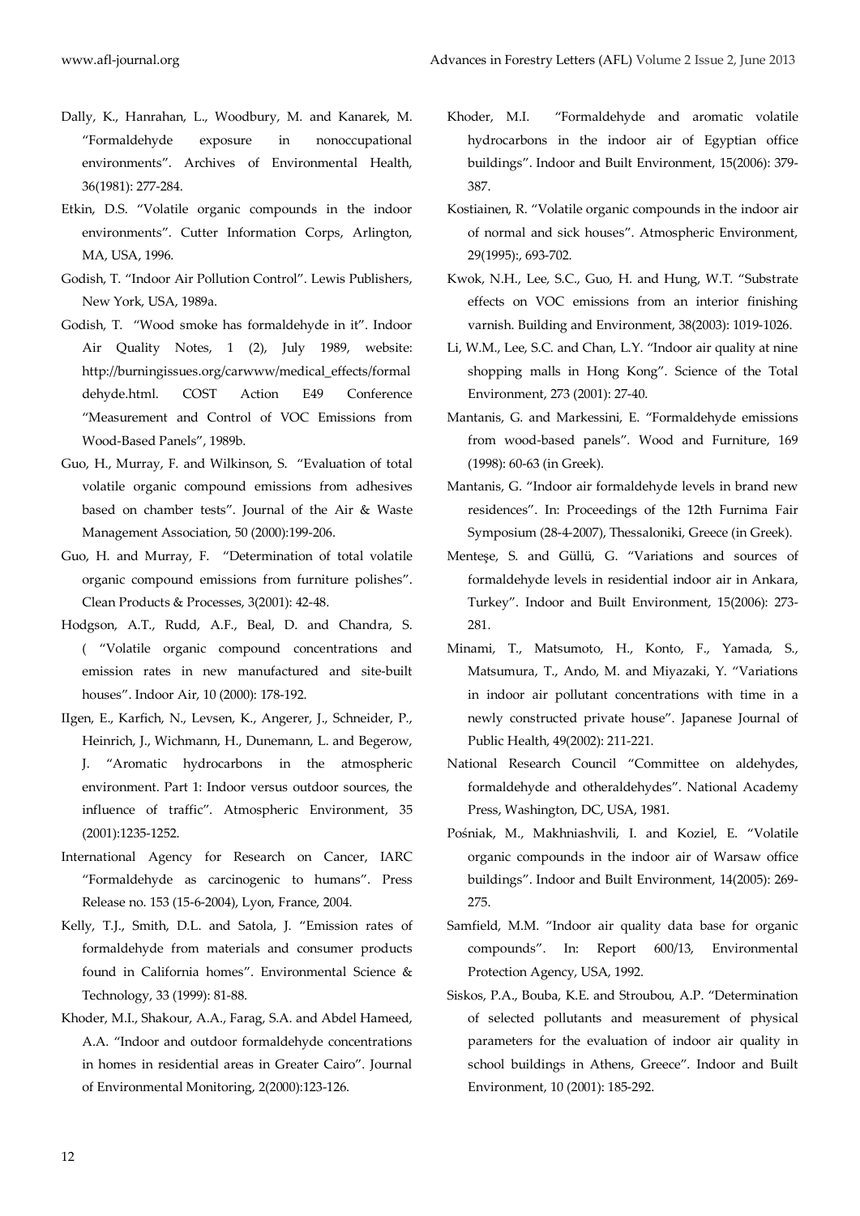Dally, K., Hanrahan, L., Woodbury, M. and Kanarek, M. "Formaldehyde exposure in nonoccupational environments". Archives of Environmental Health, 36(1981): 277-284.

Etkin, D.S. "Volatile organic compounds in the indoor environments". Cutter Information Corps, Arlington, MA, USA, 1996.

Godish, T. "Indoor Air Pollution Control". Lewis Publishers, New York, USA, 1989a.

Godish, T. "Wood smoke has formaldehyde in it". Indoor Air Quality Notes, 1 (2), July 1989, website: http://burningissues.org/carwww/medical_effects/formaldehyde.html. COST Action E49 Conference "Measurement and Control of VOC Emissions from Wood-Based Panels", 1989b.

Guo, H., Murray, F. and Wilkinson, S. "Evaluation of total volatile organic compound emissions from adhesives based on chamber tests". Journal of the Air & Waste Management Association, 50 (2000):199-206.

Guo, H. and Murray, F. "Determination of total volatile organic compound emissions from furniture polishes". Clean Products & Processes, 3(2001): 42-48.

Hodgson, A.T., Rudd, A.F., Beal, D. and Chandra, S. ( "Volatile organic compound concentrations and emission rates in new manufactured and site-built houses". Indoor Air, 10 (2000): 178-192.

IIgen, E., Karfich, N., Levsen, K., Angerer, J., Schneider, P., Heinrich, J., Wichmann, H., Dunemann, L. and Begerow, J. "Aromatic hydrocarbons in the atmospheric environment. Part 1: Indoor versus outdoor sources, the influence of traffic". Atmospheric Environment, 35 (2001):1235-1252.

International Agency for Research on Cancer, IARC "Formaldehyde as carcinogenic to humans". Press Release no. 153 (15-6-2004), Lyon, France, 2004.

Kelly, T.J., Smith, D.L. and Satola, J. "Emission rates of formaldehyde from materials and consumer products found in California homes". Environmental Science & Technology, 33 (1999): 81-88.

Khoder, M.I., Shakour, A.A., Farag, S.A. and Abdel Hameed, A.A. "Indoor and outdoor formaldehyde concentrations in homes in residential areas in Greater Cairo". Journal of Environmental Monitoring, 2(2000):123-126.

Khoder, M.I. "Formaldehyde and aromatic volatile hydrocarbons in the indoor air of Egyptian office buildings". Indoor and Built Environment, 15(2006): 379-387.

Kostiainen, R. "Volatile organic compounds in the indoor air of normal and sick houses". Atmospheric Environment, 29(1995):, 693-702.

Kwok, N.H., Lee, S.C., Guo, H. and Hung, W.T. "Substrate effects on VOC emissions from an interior finishing varnish. Building and Environment, 38(2003): 1019-1026.

Li, W.M., Lee, S.C. and Chan, L.Y. "Indoor air quality at nine shopping malls in Hong Kong". Science of the Total Environment, 273 (2001): 27-40.

Mantanis, G. and Markessini, E. "Formaldehyde emissions from wood-based panels". Wood and Furniture, 169 (1998): 60-63 (in Greek).

Mantanis, G. "Indoor air formaldehyde levels in brand new residences". In: Proceedings of the 12th Furnima Fair Symposium (28-4-2007), Thessaloniki, Greece (in Greek).

Menteşe, S. and Güllü, G. "Variations and sources of formaldehyde levels in residential indoor air in Ankara, Turkey". Indoor and Built Environment, 15(2006): 273-281.

Minami, T., Matsumoto, H., Konto, F., Yamada, S., Matsumura, T., Ando, M. and Miyazaki, Y. "Variations in indoor air pollutant concentrations with time in a newly constructed private house". Japanese Journal of Public Health, 49(2002): 211-221.

National Research Council "Committee on aldehydes, formaldehyde and otheraldehydes". National Academy Press, Washington, DC, USA, 1981.

Pośniak, M., Makhniashvili, I. and Koziel, E. "Volatile organic compounds in the indoor air of Warsaw office buildings". Indoor and Built Environment, 14(2005): 269-275.

Samfield, M.M. "Indoor air quality data base for organic compounds". In: Report 600/13, Environmental Protection Agency, USA, 1992.

Siskos, P.A., Bouba, K.E. and Stroubou, A.P. "Determination of selected pollutants and measurement of physical parameters for the evaluation of indoor air quality in school buildings in Athens, Greece". Indoor and Built Environment, 10 (2001): 185-292.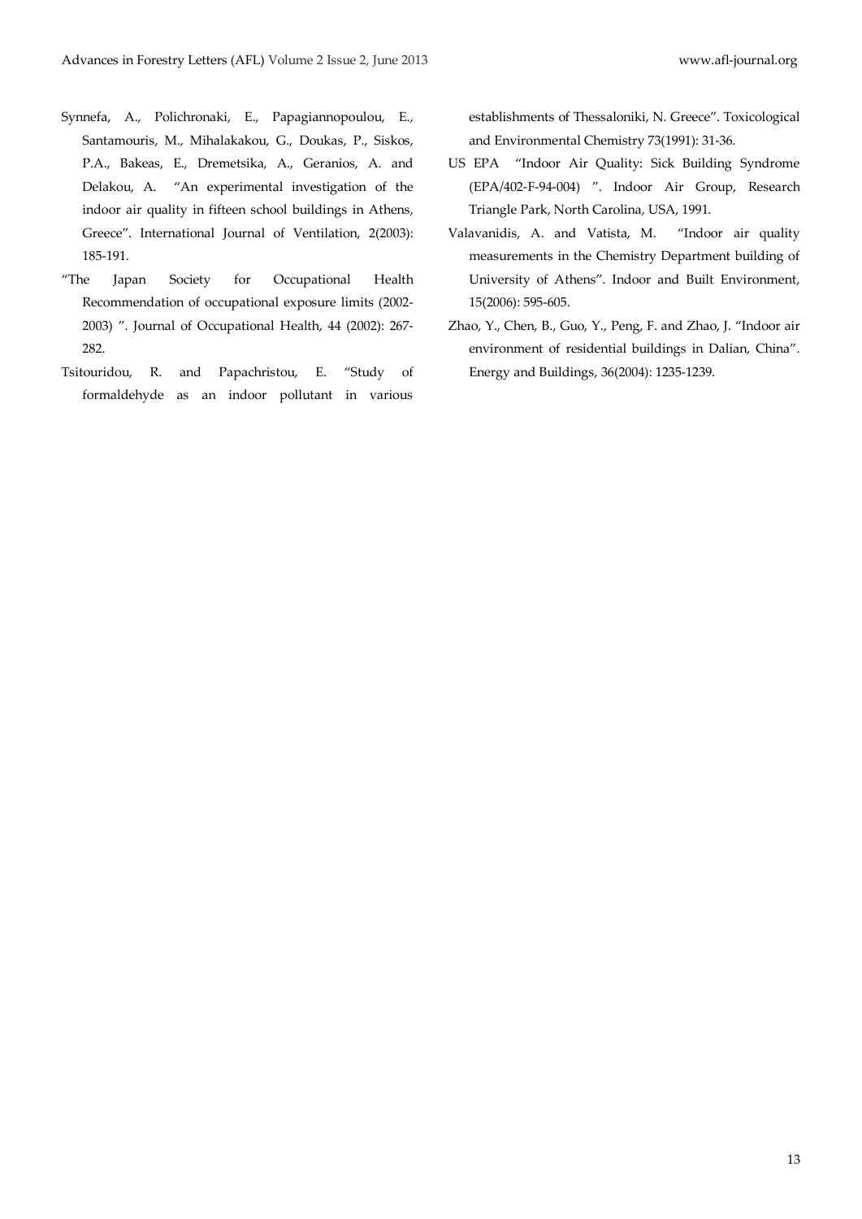Synnefa, A., Polichronaki, E., Papagiannopoulou, E., Santamouris, M., Mihalakakou, G., Doukas, P., Siskos, P.A., Bakeas, E., Dremetsika, A., Geranios, A. and Delakou, A. "An experimental investigation of the indoor air quality in fifteen school buildings in Athens, Greece". International Journal of Ventilation, 2(2003): 185-191.

"The Japan Society for Occupational Health Recommendation of occupational exposure limits (2002-2003) ". Journal of Occupational Health, 44 (2002): 267-282.

Tsitouridou, R. and Papachristou, E. "Study of formaldehyde as an indoor pollutant in various establishments of Thessaloniki, N. Greece". Toxicological and Environmental Chemistry 73(1991): 31-36.

US EPA "Indoor Air Quality: Sick Building Syndrome (EPA/402-F-94-004) ". Indoor Air Group, Research Triangle Park, North Carolina, USA, 1991.

Valavanidis, A. and Vatista, M. "Indoor air quality measurements in the Chemistry Department building of University of Athens". Indoor and Built Environment, 15(2006): 595-605.

Zhao, Y., Chen, B., Guo, Y., Peng, F. and Zhao, J. "Indoor air environment of residential buildings in Dalian, China". Energy and Buildings, 36(2004): 1235-1239.